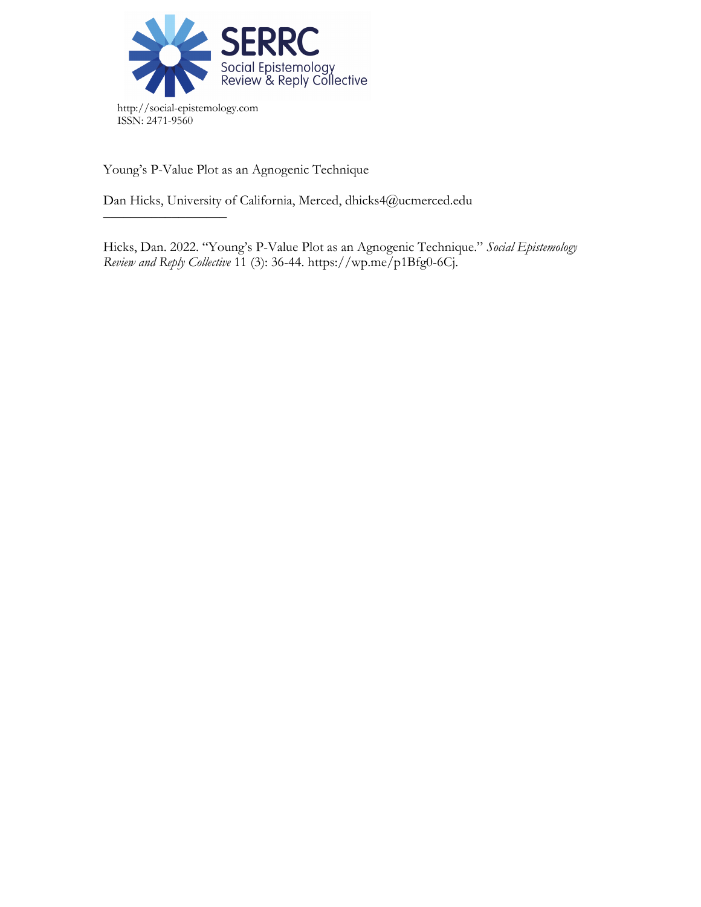SERRC
Social Epistemology Review & Reply Collective

http://social-epistemology.com
ISSN: 2471-9560

Young's P-Value Plot as an Agnogenic Technique

Dan Hicks, University of California, Merced, dhicks4@ucmerced.edu

---

Hicks, Dan. 2022. "Young's P-Value Plot as an Agnogenic Technique." *Social Epistemology Review and Reply Collective* 11 (3): 36-44. https://wp.me/p1Bfg0-6Cj.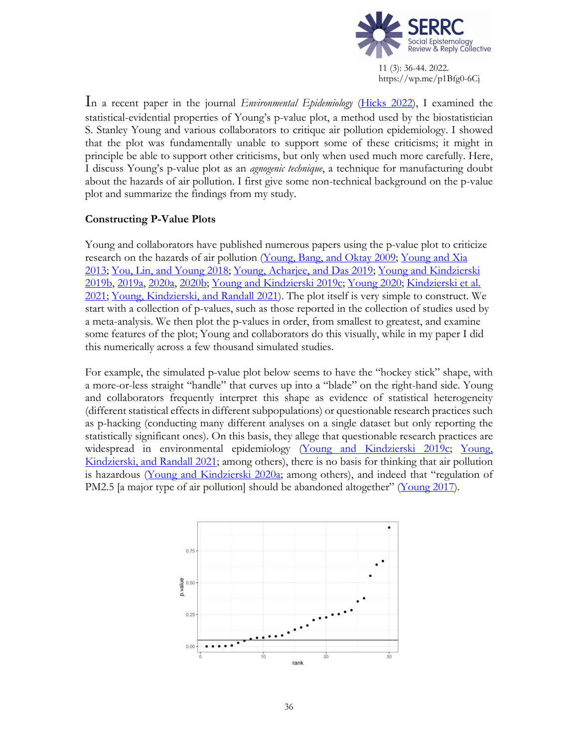In a recent paper in the journal *Environmental Epidemiology* (Hicks 2022), I examined the statistical-evidential properties of Young's p-value plot, a method used by the biostatistician S. Stanley Young and various collaborators to critique air pollution epidemiology. I showed that the plot was fundamentally unable to support some of these criticisms; it might in principle be able to support other criticisms, but only when used much more carefully. Here, I discuss Young's p-value plot as an *agnogenic technique*, a technique for manufacturing doubt about the hazards of air pollution. I first give some non-technical background on the p-value plot and summarize the findings from my study.

**Constructing P-Value Plots**

Young and collaborators have published numerous papers using the p-value plot to criticize research on the hazards of air pollution (Young, Bang, and Oktay 2009; Young and Xia 2013; You, Lin, and Young 2018; Young, Acharjee, and Das 2019; Young and Kindzierski 2019b, 2019a, 2020a, 2020b; Young and Kindzierski 2019c; Young 2020; Kindzierski et al. 2021; Young, Kindzierski, and Randall 2021). The plot itself is very simple to construct. We start with a collection of p-values, such as those reported in the collection of studies used by a meta-analysis. We then plot the p-values in order, from smallest to greatest, and examine some features of the plot; Young and collaborators do this visually, while in my paper I did this numerically across a few thousand simulated studies.

For example, the simulated p-value plot below seems to have the "hockey stick" shape, with a more-or-less straight "handle" that curves up into a "blade" on the right-hand side. Young and collaborators frequently interpret this shape as evidence of statistical heterogeneity (different statistical effects in different subpopulations) or questionable research practices such as p-hacking (conducting many different analyses on a single dataset but only reporting the statistically significant ones). On this basis, they allege that questionable research practices are widespread in environmental epidemiology (Young and Kindzierski 2019c; Young, Kindzierski, and Randall 2021; among others), there is no basis for thinking that air pollution is hazardous (Young and Kindzierski 2020a; among others), and indeed that "regulation of PM2.5 [a major type of air pollution] should be abandoned altogether" (Young 2017).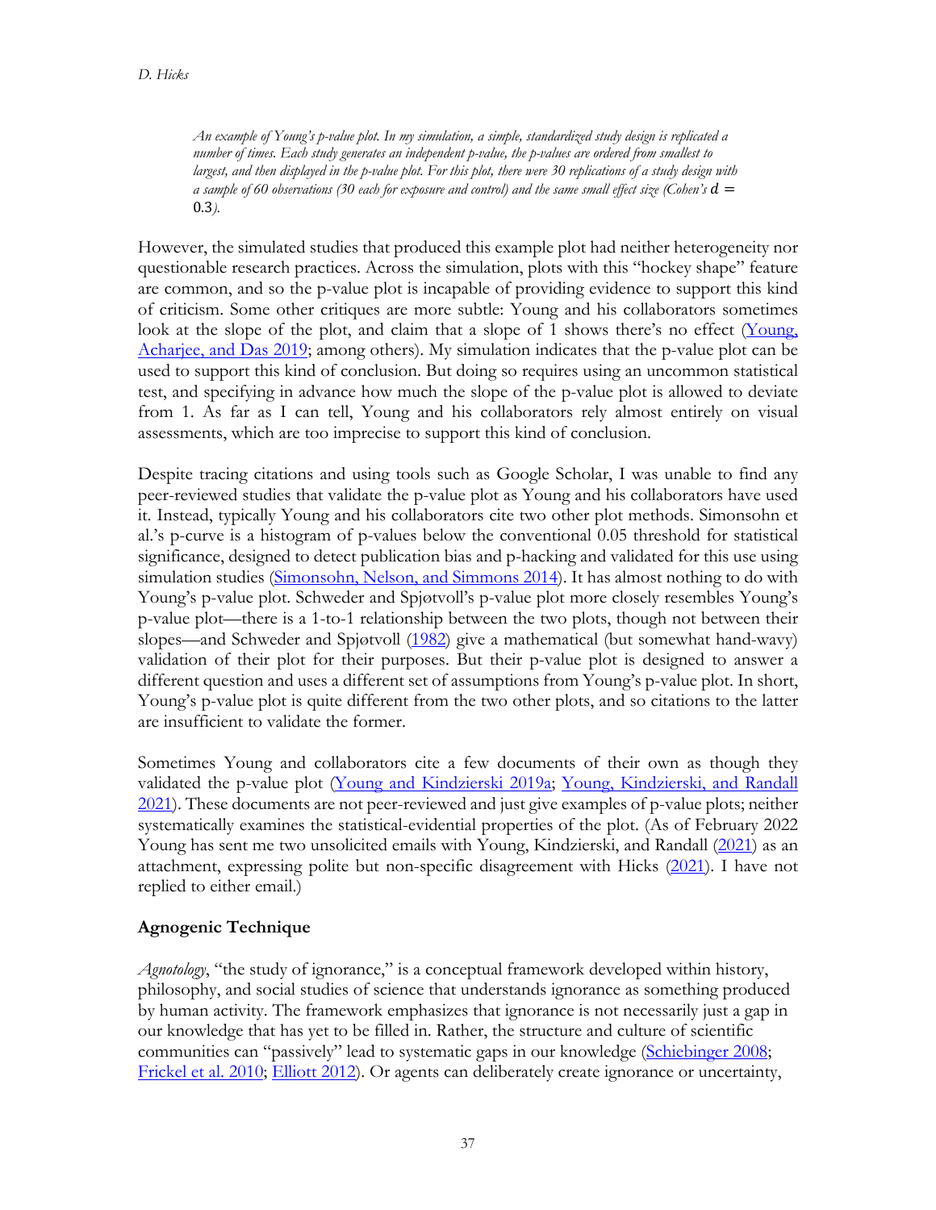*An example of Young's p-value plot. In my simulation, a simple, standardized study design is replicated a number of times. Each study generates an independent p-value, the p-values are ordered from smallest to largest, and then displayed in the p-value plot. For this plot, there were 30 replications of a study design with a sample of 60 observations (30 each for exposure and control) and the same small effect size (Cohen's* $d = 0.3$*).*

However, the simulated studies that produced this example plot had neither heterogeneity nor questionable research practices. Across the simulation, plots with this "hockey shape" feature are common, and so the p-value plot is incapable of providing evidence to support this kind of criticism. Some other critiques are more subtle: Young and his collaborators sometimes look at the slope of the plot, and claim that a slope of 1 shows there's no effect (Young, Acharjee, and Das 2019; among others). My simulation indicates that the p-value plot can be used to support this kind of conclusion. But doing so requires using an uncommon statistical test, and specifying in advance how much the slope of the p-value plot is allowed to deviate from 1. As far as I can tell, Young and his collaborators rely almost entirely on visual assessments, which are too imprecise to support this kind of conclusion.

Despite tracing citations and using tools such as Google Scholar, I was unable to find any peer-reviewed studies that validate the p-value plot as Young and his collaborators have used it. Instead, typically Young and his collaborators cite two other plot methods. Simonsohn et al.'s p-curve is a histogram of p-values below the conventional 0.05 threshold for statistical significance, designed to detect publication bias and p-hacking and validated for this use using simulation studies (Simonsohn, Nelson, and Simmons 2014). It has almost nothing to do with Young's p-value plot. Schweder and Spjøtvoll's p-value plot more closely resembles Young's p-value plot—there is a 1-to-1 relationship between the two plots, though not between their slopes—and Schweder and Spjøtvoll (1982) give a mathematical (but somewhat hand-wavy) validation of their plot for their purposes. But their p-value plot is designed to answer a different question and uses a different set of assumptions from Young's p-value plot. In short, Young's p-value plot is quite different from the two other plots, and so citations to the latter are insufficient to validate the former.

Sometimes Young and collaborators cite a few documents of their own as though they validated the p-value plot (Young and Kindzierski 2019a; Young, Kindzierski, and Randall 2021). These documents are not peer-reviewed and just give examples of p-value plots; neither systematically examines the statistical-evidential properties of the plot. (As of February 2022 Young has sent me two unsolicited emails with Young, Kindzierski, and Randall (2021) as an attachment, expressing polite but non-specific disagreement with Hicks (2021). I have not replied to either email.)

## Agnogenic Technique

*Agnotology*, "the study of ignorance," is a conceptual framework developed within history, philosophy, and social studies of science that understands ignorance as something produced by human activity. The framework emphasizes that ignorance is not necessarily just a gap in our knowledge that has yet to be filled in. Rather, the structure and culture of scientific communities can "passively" lead to systematic gaps in our knowledge (Schiebinger 2008; Frickel et al. 2010; Elliott 2012). Or agents can deliberately create ignorance or uncertainty,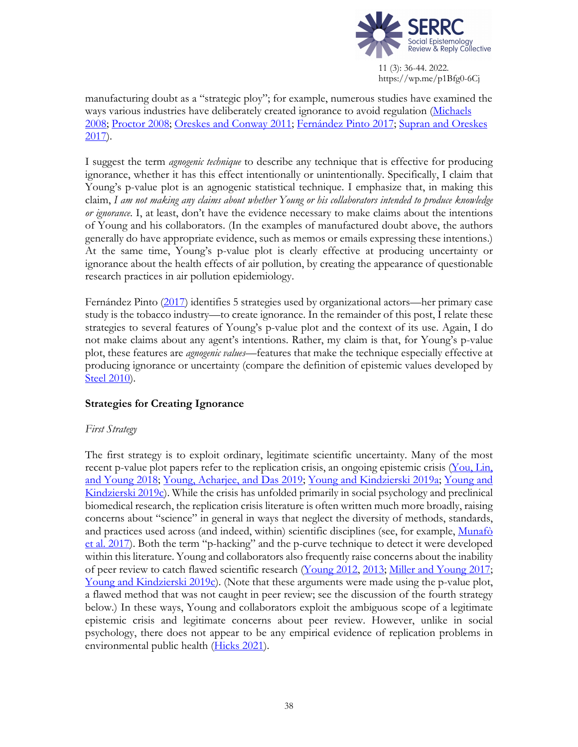manufacturing doubt as a "strategic ploy"; for example, numerous studies have examined the ways various industries have deliberately created ignorance to avoid regulation (Michaels 2008; Proctor 2008; Oreskes and Conway 2011; Fernández Pinto 2017; Supran and Oreskes 2017).

I suggest the term *agnogenic technique* to describe any technique that is effective for producing ignorance, whether it has this effect intentionally or unintentionally. Specifically, I claim that Young's p-value plot is an agnogenic statistical technique. I emphasize that, in making this claim, *I am not making any claims about whether Young or his collaborators intended to produce knowledge or ignorance.* I, at least, don't have the evidence necessary to make claims about the intentions of Young and his collaborators. (In the examples of manufactured doubt above, the authors generally do have appropriate evidence, such as memos or emails expressing these intentions.) At the same time, Young's p-value plot is clearly effective at producing uncertainty or ignorance about the health effects of air pollution, by creating the appearance of questionable research practices in air pollution epidemiology.

Fernández Pinto (2017) identifies 5 strategies used by organizational actors—her primary case study is the tobacco industry—to create ignorance. In the remainder of this post, I relate these strategies to several features of Young's p-value plot and the context of its use. Again, I do not make claims about any agent's intentions. Rather, my claim is that, for Young's p-value plot, these features are *agnogenic values*—features that make the technique especially effective at producing ignorance or uncertainty (compare the definition of epistemic values developed by Steel 2010).

## Strategies for Creating Ignorance

### *First Strategy*

The first strategy is to exploit ordinary, legitimate scientific uncertainty. Many of the most recent p-value plot papers refer to the replication crisis, an ongoing epistemic crisis (You, Lin, and Young 2018; Young, Acharjee, and Das 2019; Young and Kindzierski 2019a; Young and Kindzierski 2019c). While the crisis has unfolded primarily in social psychology and preclinical biomedical research, the replication crisis literature is often written much more broadly, raising concerns about "science" in general in ways that neglect the diversity of methods, standards, and practices used across (and indeed, within) scientific disciplines (see, for example, Munafò et al. 2017). Both the term "p-hacking" and the p-curve technique to detect it were developed within this literature. Young and collaborators also frequently raise concerns about the inability of peer review to catch flawed scientific research (Young 2012, 2013; Miller and Young 2017; Young and Kindzierski 2019c). (Note that these arguments were made using the p-value plot, a flawed method that was not caught in peer review; see the discussion of the fourth strategy below.) In these ways, Young and collaborators exploit the ambiguous scope of a legitimate epistemic crisis and legitimate concerns about peer review. However, unlike in social psychology, there does not appear to be any empirical evidence of replication problems in environmental public health (Hicks 2021).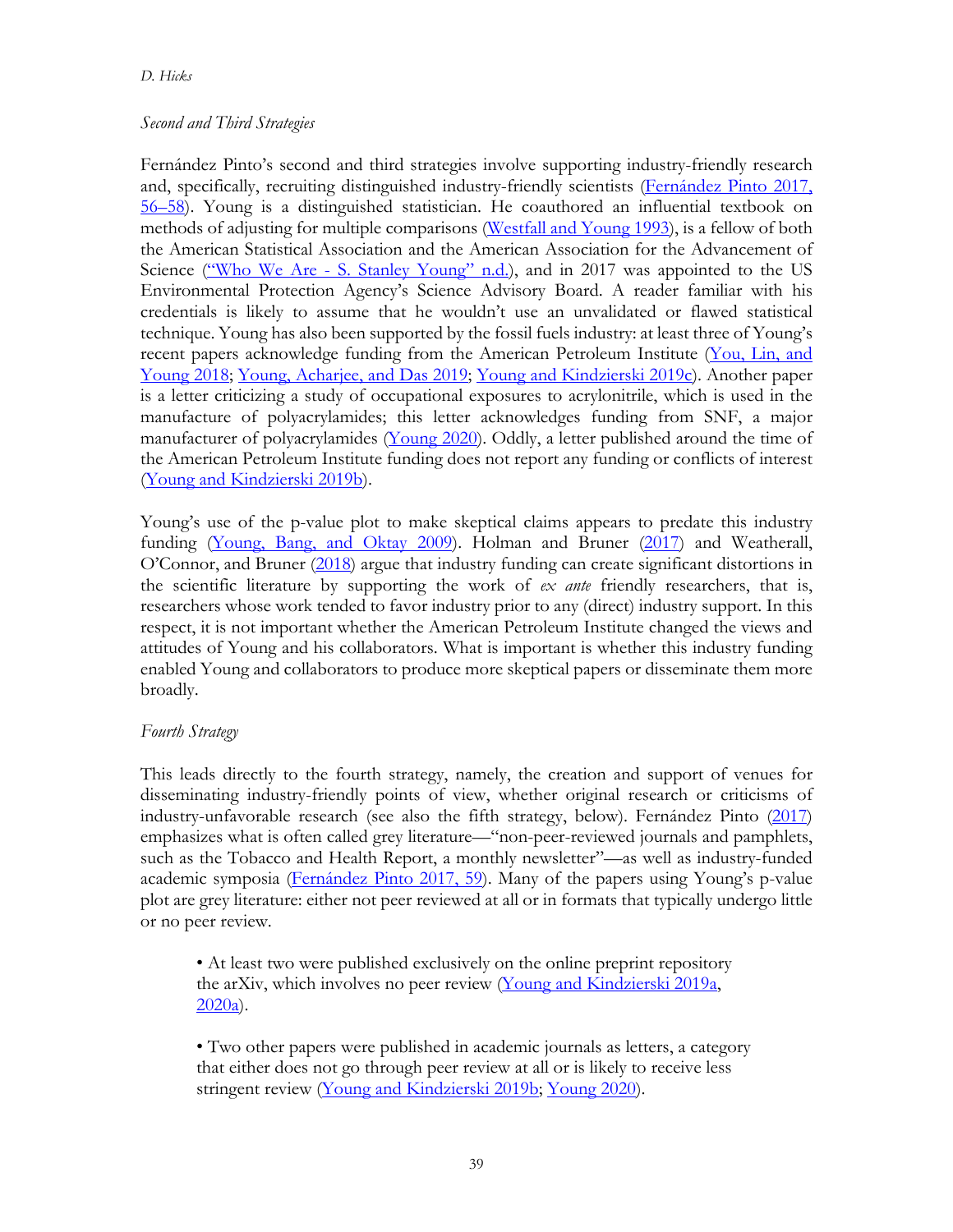*Second and Third Strategies*

Fernández Pinto's second and third strategies involve supporting industry-friendly research and, specifically, recruiting distinguished industry-friendly scientists (Fernández Pinto 2017, 56–58). Young is a distinguished statistician. He coauthored an influential textbook on methods of adjusting for multiple comparisons (Westfall and Young 1993), is a fellow of both the American Statistical Association and the American Association for the Advancement of Science ("Who We Are - S. Stanley Young" n.d.), and in 2017 was appointed to the US Environmental Protection Agency's Science Advisory Board. A reader familiar with his credentials is likely to assume that he wouldn't use an unvalidated or flawed statistical technique. Young has also been supported by the fossil fuels industry: at least three of Young's recent papers acknowledge funding from the American Petroleum Institute (You, Lin, and Young 2018; Young, Acharjee, and Das 2019; Young and Kindzierski 2019c). Another paper is a letter criticizing a study of occupational exposures to acrylonitrile, which is used in the manufacture of polyacrylamides; this letter acknowledges funding from SNF, a major manufacturer of polyacrylamides (Young 2020). Oddly, a letter published around the time of the American Petroleum Institute funding does not report any funding or conflicts of interest (Young and Kindzierski 2019b).

Young's use of the p-value plot to make skeptical claims appears to predate this industry funding (Young, Bang, and Oktay 2009). Holman and Bruner (2017) and Weatherall, O'Connor, and Bruner (2018) argue that industry funding can create significant distortions in the scientific literature by supporting the work of *ex ante* friendly researchers, that is, researchers whose work tended to favor industry prior to any (direct) industry support. In this respect, it is not important whether the American Petroleum Institute changed the views and attitudes of Young and his collaborators. What is important is whether this industry funding enabled Young and collaborators to produce more skeptical papers or disseminate them more broadly.

*Fourth Strategy*

This leads directly to the fourth strategy, namely, the creation and support of venues for disseminating industry-friendly points of view, whether original research or criticisms of industry-unfavorable research (see also the fifth strategy, below). Fernández Pinto (2017) emphasizes what is often called grey literature—"non-peer-reviewed journals and pamphlets, such as the Tobacco and Health Report, a monthly newsletter"—as well as industry-funded academic symposia (Fernández Pinto 2017, 59). Many of the papers using Young's p-value plot are grey literature: either not peer reviewed at all or in formats that typically undergo little or no peer review.

- At least two were published exclusively on the online preprint repository the arXiv, which involves no peer review (Young and Kindzierski 2019a, 2020a).

- Two other papers were published in academic journals as letters, a category that either does not go through peer review at all or is likely to receive less stringent review (Young and Kindzierski 2019b; Young 2020).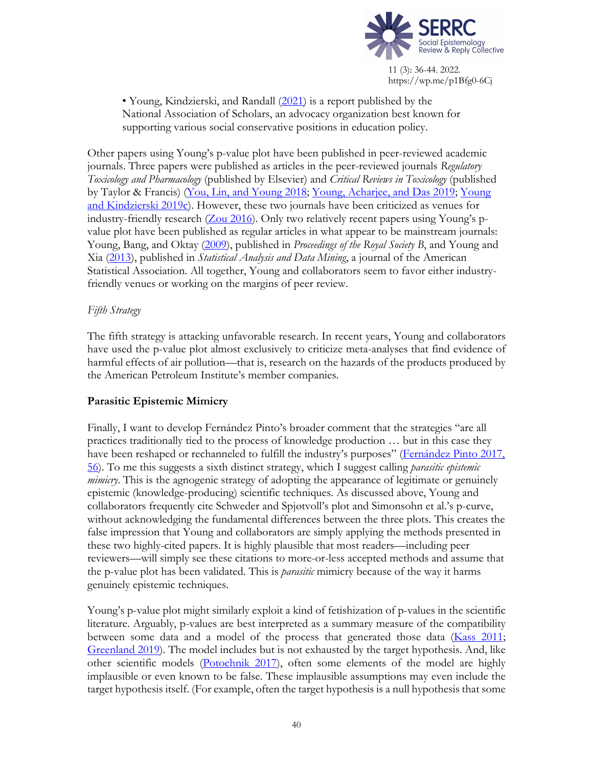• Young, Kindzierski, and Randall (2021) is a report published by the National Association of Scholars, an advocacy organization best known for supporting various social conservative positions in education policy.

Other papers using Young's p-value plot have been published in peer-reviewed academic journals. Three papers were published as articles in the peer-reviewed journals *Regulatory Toxicology and Pharmacology* (published by Elsevier) and *Critical Reviews in Toxicology* (published by Taylor & Francis) (You, Lin, and Young 2018; Young, Acharjee, and Das 2019; Young and Kindzierski 2019c). However, these two journals have been criticized as venues for industry-friendly research (Zou 2016). Only two relatively recent papers using Young's p-value plot have been published as regular articles in what appear to be mainstream journals: Young, Bang, and Oktay (2009), published in *Proceedings of the Royal Society B*, and Young and Xia (2013), published in *Statistical Analysis and Data Mining*, a journal of the American Statistical Association. All together, Young and collaborators seem to favor either industry-friendly venues or working on the margins of peer review.

*Fifth Strategy*

The fifth strategy is attacking unfavorable research. In recent years, Young and collaborators have used the p-value plot almost exclusively to criticize meta-analyses that find evidence of harmful effects of air pollution—that is, research on the hazards of the products produced by the American Petroleum Institute's member companies.

**Parasitic Epistemic Mimicry**

Finally, I want to develop Fernández Pinto's broader comment that the strategies "are all practices traditionally tied to the process of knowledge production … but in this case they have been reshaped or rechanneled to fulfill the industry's purposes" (Fernández Pinto 2017, 56). To me this suggests a sixth distinct strategy, which I suggest calling *parasitic epistemic mimicry*. This is the agnogenic strategy of adopting the appearance of legitimate or genuinely epistemic (knowledge-producing) scientific techniques. As discussed above, Young and collaborators frequently cite Schweder and Spjøtvoll's plot and Simonsohn et al.'s p-curve, without acknowledging the fundamental differences between the three plots. This creates the false impression that Young and collaborators are simply applying the methods presented in these two highly-cited papers. It is highly plausible that most readers—including peer reviewers—will simply see these citations to more-or-less accepted methods and assume that the p-value plot has been validated. This is *parasitic* mimicry because of the way it harms genuinely epistemic techniques.

Young's p-value plot might similarly exploit a kind of fetishization of p-values in the scientific literature. Arguably, p-values are best interpreted as a summary measure of the compatibility between some data and a model of the process that generated those data (Kass 2011; Greenland 2019). The model includes but is not exhausted by the target hypothesis. And, like other scientific models (Potochnik 2017), often some elements of the model are highly implausible or even known to be false. These implausible assumptions may even include the target hypothesis itself. (For example, often the target hypothesis is a null hypothesis that some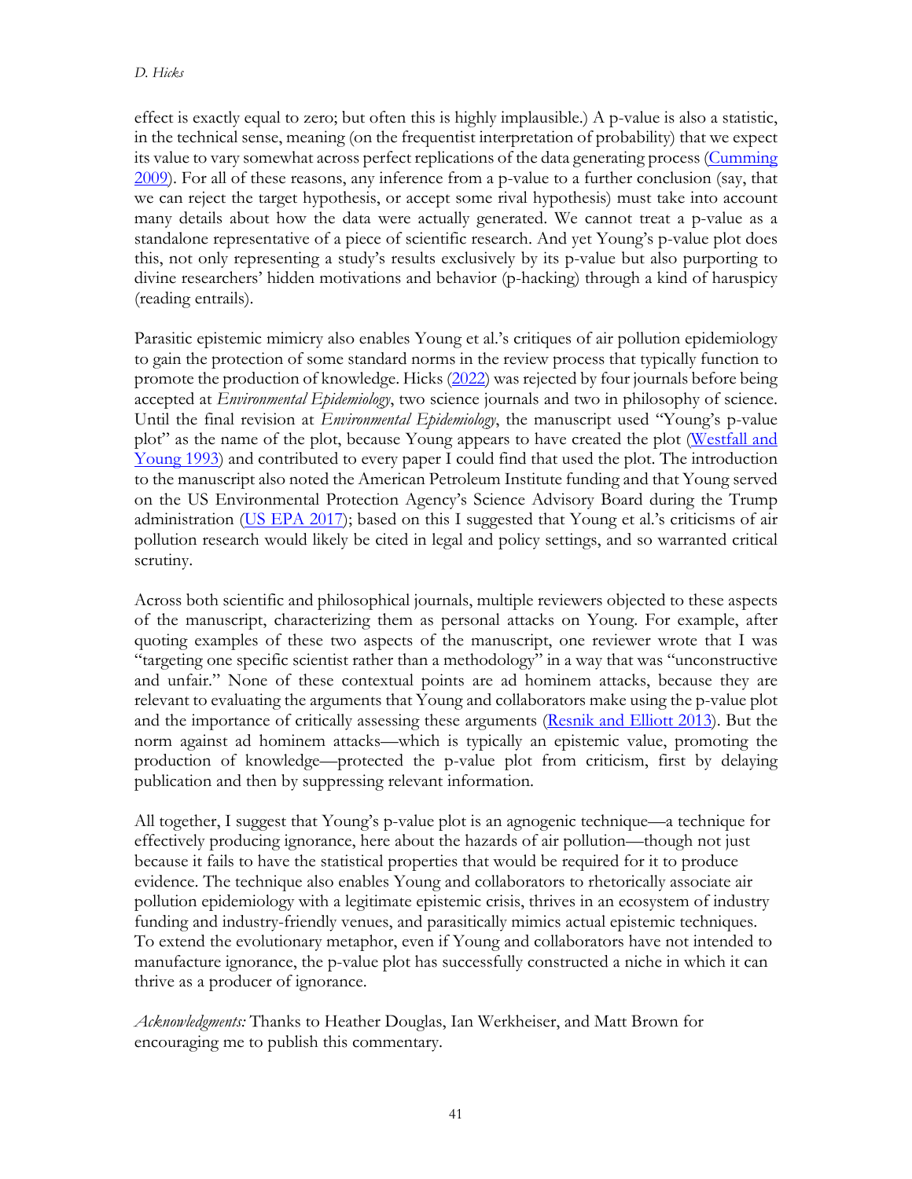effect is exactly equal to zero; but often this is highly implausible.) A p-value is also a statistic, in the technical sense, meaning (on the frequentist interpretation of probability) that we expect its value to vary somewhat across perfect replications of the data generating process (Cumming 2009). For all of these reasons, any inference from a p-value to a further conclusion (say, that we can reject the target hypothesis, or accept some rival hypothesis) must take into account many details about how the data were actually generated. We cannot treat a p-value as a standalone representative of a piece of scientific research. And yet Young's p-value plot does this, not only representing a study's results exclusively by its p-value but also purporting to divine researchers' hidden motivations and behavior (p-hacking) through a kind of haruspicy (reading entrails).

Parasitic epistemic mimicry also enables Young et al.'s critiques of air pollution epidemiology to gain the protection of some standard norms in the review process that typically function to promote the production of knowledge. Hicks (2022) was rejected by four journals before being accepted at *Environmental Epidemiology*, two science journals and two in philosophy of science. Until the final revision at *Environmental Epidemiology*, the manuscript used "Young's p-value plot" as the name of the plot, because Young appears to have created the plot (Westfall and Young 1993) and contributed to every paper I could find that used the plot. The introduction to the manuscript also noted the American Petroleum Institute funding and that Young served on the US Environmental Protection Agency's Science Advisory Board during the Trump administration (US EPA 2017); based on this I suggested that Young et al.'s criticisms of air pollution research would likely be cited in legal and policy settings, and so warranted critical scrutiny.

Across both scientific and philosophical journals, multiple reviewers objected to these aspects of the manuscript, characterizing them as personal attacks on Young. For example, after quoting examples of these two aspects of the manuscript, one reviewer wrote that I was "targeting one specific scientist rather than a methodology" in a way that was "unconstructive and unfair." None of these contextual points are ad hominem attacks, because they are relevant to evaluating the arguments that Young and collaborators make using the p-value plot and the importance of critically assessing these arguments (Resnik and Elliott 2013). But the norm against ad hominem attacks—which is typically an epistemic value, promoting the production of knowledge—protected the p-value plot from criticism, first by delaying publication and then by suppressing relevant information.

All together, I suggest that Young's p-value plot is an agnogenic technique—a technique for effectively producing ignorance, here about the hazards of air pollution—though not just because it fails to have the statistical properties that would be required for it to produce evidence. The technique also enables Young and collaborators to rhetorically associate air pollution epidemiology with a legitimate epistemic crisis, thrives in an ecosystem of industry funding and industry-friendly venues, and parasitically mimics actual epistemic techniques. To extend the evolutionary metaphor, even if Young and collaborators have not intended to manufacture ignorance, the p-value plot has successfully constructed a niche in which it can thrive as a producer of ignorance.

*Acknowledgments:* Thanks to Heather Douglas, Ian Werkheiser, and Matt Brown for encouraging me to publish this commentary.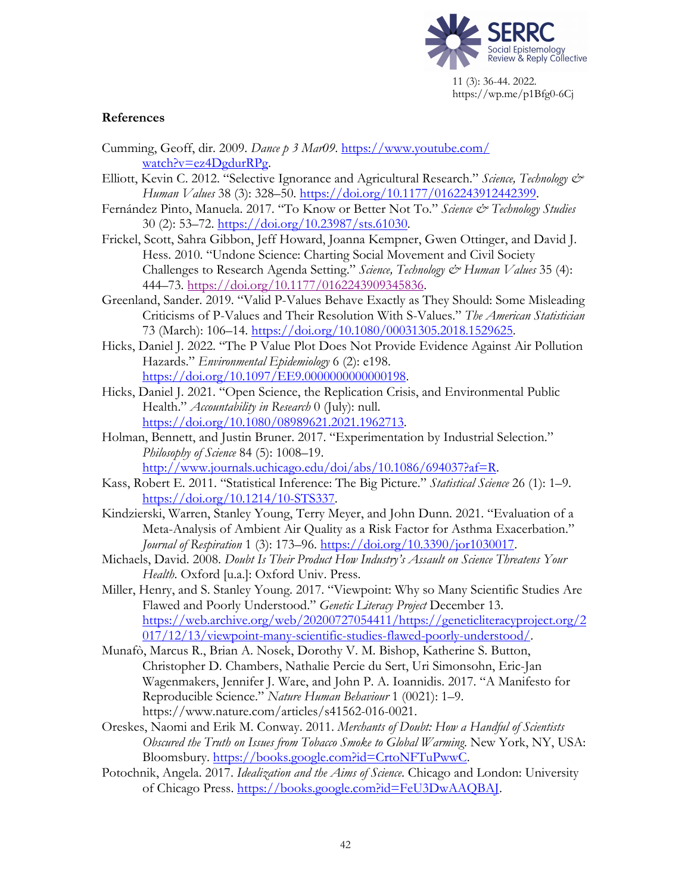## References

Cumming, Geoff, dir. 2009. *Dance p 3 Mar09*. https://www.youtube.com/watch?v=ez4DgdurRPg.

Elliott, Kevin C. 2012. "Selective Ignorance and Agricultural Research." *Science, Technology & Human Values* 38 (3): 328–50. https://doi.org/10.1177/0162243912442399.

Fernández Pinto, Manuela. 2017. "To Know or Better Not To." *Science & Technology Studies* 30 (2): 53–72. https://doi.org/10.23987/sts.61030.

Frickel, Scott, Sahra Gibbon, Jeff Howard, Joanna Kempner, Gwen Ottinger, and David J. Hess. 2010. "Undone Science: Charting Social Movement and Civil Society Challenges to Research Agenda Setting." *Science, Technology & Human Values* 35 (4): 444–73. https://doi.org/10.1177/0162243909345836.

Greenland, Sander. 2019. "Valid P-Values Behave Exactly as They Should: Some Misleading Criticisms of P-Values and Their Resolution With S-Values." *The American Statistician* 73 (March): 106–14. https://doi.org/10.1080/00031305.2018.1529625.

Hicks, Daniel J. 2022. "The P Value Plot Does Not Provide Evidence Against Air Pollution Hazards." *Environmental Epidemiology* 6 (2): e198. https://doi.org/10.1097/EE9.0000000000000198.

Hicks, Daniel J. 2021. "Open Science, the Replication Crisis, and Environmental Public Health." *Accountability in Research* 0 (July): null. https://doi.org/10.1080/08989621.2021.1962713.

Holman, Bennett, and Justin Bruner. 2017. "Experimentation by Industrial Selection." *Philosophy of Science* 84 (5): 1008–19. http://www.journals.uchicago.edu/doi/abs/10.1086/694037?af=R.

Kass, Robert E. 2011. "Statistical Inference: The Big Picture." *Statistical Science* 26 (1): 1–9. https://doi.org/10.1214/10-STS337.

Kindzierski, Warren, Stanley Young, Terry Meyer, and John Dunn. 2021. "Evaluation of a Meta-Analysis of Ambient Air Quality as a Risk Factor for Asthma Exacerbation." *Journal of Respiration* 1 (3): 173–96. https://doi.org/10.3390/jor1030017.

Michaels, David. 2008. *Doubt Is Their Product How Industry's Assault on Science Threatens Your Health*. Oxford [u.a.]: Oxford Univ. Press.

Miller, Henry, and S. Stanley Young. 2017. "Viewpoint: Why so Many Scientific Studies Are Flawed and Poorly Understood." *Genetic Literacy Project* December 13. https://web.archive.org/web/20200727054411/https://geneticliteracyproject.org/2017/12/13/viewpoint-many-scientific-studies-flawed-poorly-understood/.

Munafò, Marcus R., Brian A. Nosek, Dorothy V. M. Bishop, Katherine S. Button, Christopher D. Chambers, Nathalie Percie du Sert, Uri Simonsohn, Eric-Jan Wagenmakers, Jennifer J. Ware, and John P. A. Ioannidis. 2017. "A Manifesto for Reproducible Science." *Nature Human Behaviour* 1 (0021): 1–9. https://www.nature.com/articles/s41562-016-0021.

Oreskes, Naomi and Erik M. Conway. 2011. *Merchants of Doubt: How a Handful of Scientists Obscured the Truth on Issues from Tobacco Smoke to Global Warming*. New York, NY, USA: Bloomsbury. https://books.google.com?id=CrtoNFTuPwwC.

Potochnik, Angela. 2017. *Idealization and the Aims of Science*. Chicago and London: University of Chicago Press. https://books.google.com?id=FeU3DwAAQBAJ.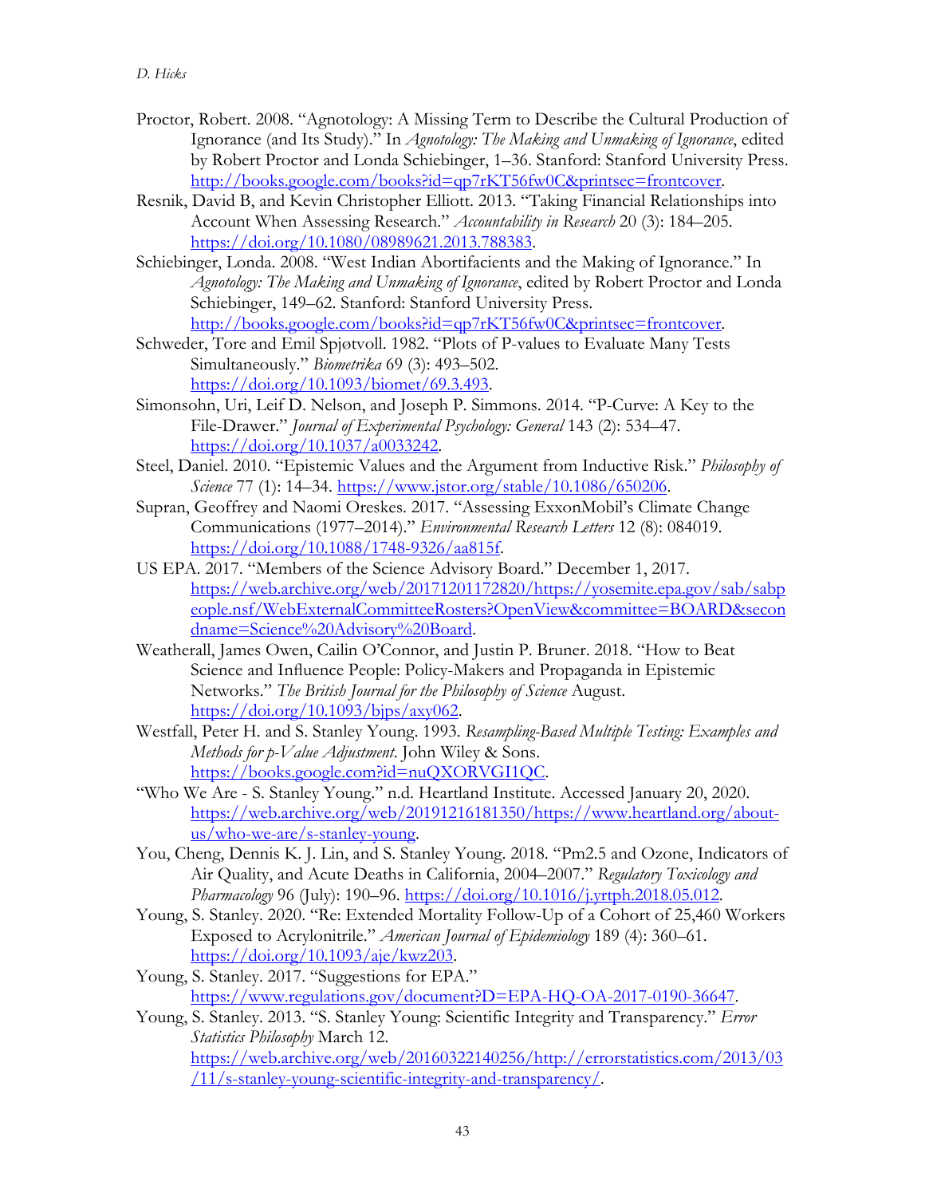Proctor, Robert. 2008. "Agnotology: A Missing Term to Describe the Cultural Production of Ignorance (and Its Study)." In *Agnotology: The Making and Unmaking of Ignorance*, edited by Robert Proctor and Londa Schiebinger, 1–36. Stanford: Stanford University Press. http://books.google.com/books?id=qp7rKT56fw0C&printsec=frontcover.

Resnik, David B, and Kevin Christopher Elliott. 2013. "Taking Financial Relationships into Account When Assessing Research." *Accountability in Research* 20 (3): 184–205. https://doi.org/10.1080/08989621.2013.788383.

Schiebinger, Londa. 2008. "West Indian Abortifacients and the Making of Ignorance." In *Agnotology: The Making and Unmaking of Ignorance*, edited by Robert Proctor and Londa Schiebinger, 149–62. Stanford: Stanford University Press. http://books.google.com/books?id=qp7rKT56fw0C&printsec=frontcover.

Schweder, Tore and Emil Spjøtvoll. 1982. "Plots of P-values to Evaluate Many Tests Simultaneously." *Biometrika* 69 (3): 493–502. https://doi.org/10.1093/biomet/69.3.493.

Simonsohn, Uri, Leif D. Nelson, and Joseph P. Simmons. 2014. "P-Curve: A Key to the File-Drawer." *Journal of Experimental Psychology: General* 143 (2): 534–47. https://doi.org/10.1037/a0033242.

Steel, Daniel. 2010. "Epistemic Values and the Argument from Inductive Risk." *Philosophy of Science* 77 (1): 14–34. https://www.jstor.org/stable/10.1086/650206.

Supran, Geoffrey and Naomi Oreskes. 2017. "Assessing ExxonMobil's Climate Change Communications (1977–2014)." *Environmental Research Letters* 12 (8): 084019. https://doi.org/10.1088/1748-9326/aa815f.

US EPA. 2017. "Members of the Science Advisory Board." December 1, 2017. https://web.archive.org/web/20171201172820/https://yosemite.epa.gov/sab/sabpeople.nsf/WebExternalCommitteeRosters?OpenView&committee=BOARD&secondname=Science%20Advisory%20Board.

Weatherall, James Owen, Cailin O'Connor, and Justin P. Bruner. 2018. "How to Beat Science and Influence People: Policy-Makers and Propaganda in Epistemic Networks." *The British Journal for the Philosophy of Science* August. https://doi.org/10.1093/bjps/axy062.

Westfall, Peter H. and S. Stanley Young. 1993. *Resampling-Based Multiple Testing: Examples and Methods for p-Value Adjustment*. John Wiley & Sons. https://books.google.com?id=nuQXORVGI1QC.

"Who We Are - S. Stanley Young." n.d. Heartland Institute. Accessed January 20, 2020. https://web.archive.org/web/20191216181350/https://www.heartland.org/about-us/who-we-are/s-stanley-young.

You, Cheng, Dennis K. J. Lin, and S. Stanley Young. 2018. "Pm2.5 and Ozone, Indicators of Air Quality, and Acute Deaths in California, 2004–2007." *Regulatory Toxicology and Pharmacology* 96 (July): 190–96. https://doi.org/10.1016/j.yrtph.2018.05.012.

Young, S. Stanley. 2020. "Re: Extended Mortality Follow-Up of a Cohort of 25,460 Workers Exposed to Acrylonitrile." *American Journal of Epidemiology* 189 (4): 360–61. https://doi.org/10.1093/aje/kwz203.

Young, S. Stanley. 2017. "Suggestions for EPA." https://www.regulations.gov/document?D=EPA-HQ-OA-2017-0190-36647.

Young, S. Stanley. 2013. "S. Stanley Young: Scientific Integrity and Transparency." *Error Statistics Philosophy* March 12. https://web.archive.org/web/20160322140256/http://errorstatistics.com/2013/03/11/s-stanley-young-scientific-integrity-and-transparency/.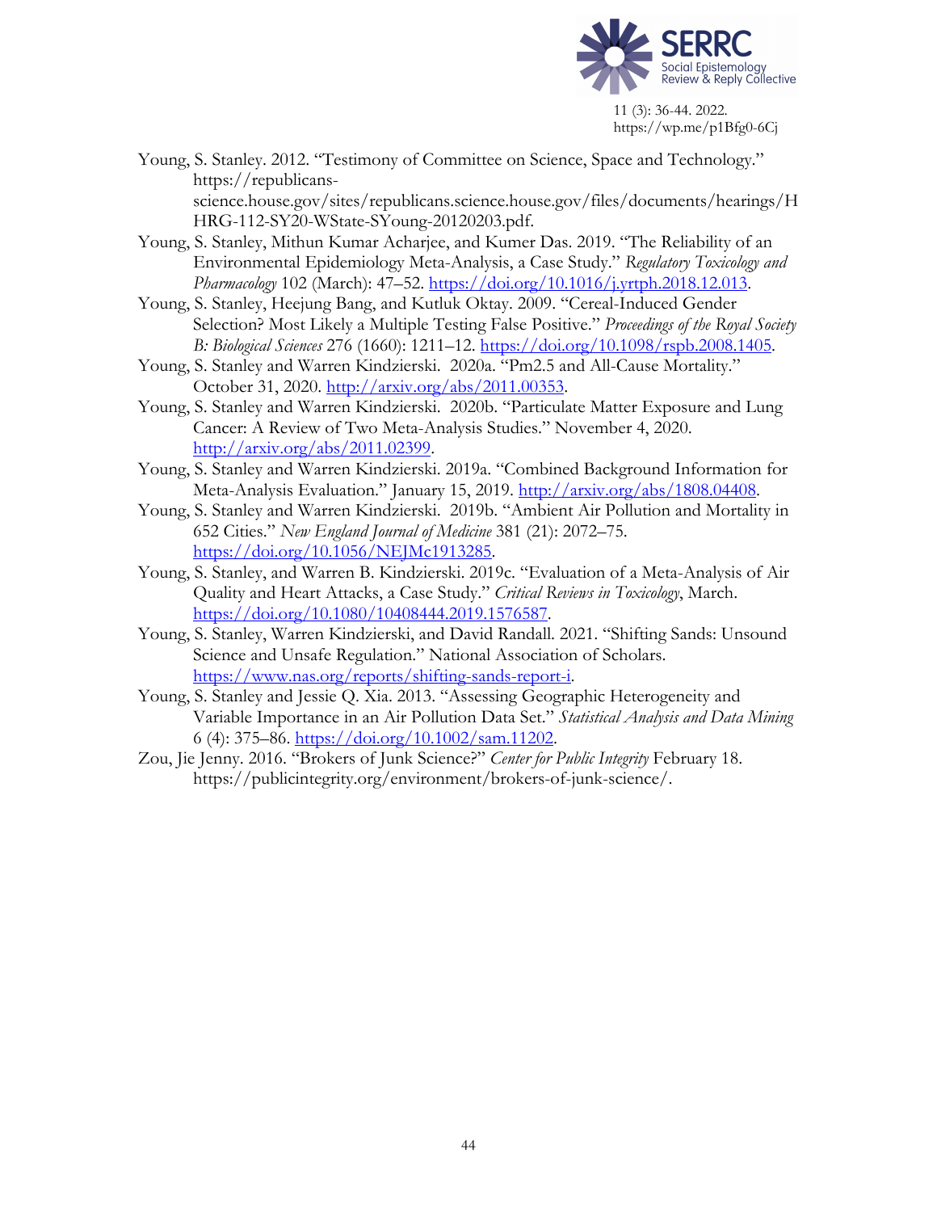Young, S. Stanley. 2012. "Testimony of Committee on Science, Space and Technology." https://republicans-science.house.gov/sites/republicans.science.house.gov/files/documents/hearings/HHRG-112-SY20-WState-SYoung-20120203.pdf.

Young, S. Stanley, Mithun Kumar Acharjee, and Kumer Das. 2019. "The Reliability of an Environmental Epidemiology Meta-Analysis, a Case Study." *Regulatory Toxicology and Pharmacology* 102 (March): 47–52. https://doi.org/10.1016/j.yrtph.2018.12.013.

Young, S. Stanley, Heejung Bang, and Kutluk Oktay. 2009. "Cereal-Induced Gender Selection? Most Likely a Multiple Testing False Positive." *Proceedings of the Royal Society B: Biological Sciences* 276 (1660): 1211–12. https://doi.org/10.1098/rspb.2008.1405.

Young, S. Stanley and Warren Kindzierski. 2020a. "Pm2.5 and All-Cause Mortality." October 31, 2020. http://arxiv.org/abs/2011.00353.

Young, S. Stanley and Warren Kindzierski. 2020b. "Particulate Matter Exposure and Lung Cancer: A Review of Two Meta-Analysis Studies." November 4, 2020. http://arxiv.org/abs/2011.02399.

Young, S. Stanley and Warren Kindzierski. 2019a. "Combined Background Information for Meta-Analysis Evaluation." January 15, 2019. http://arxiv.org/abs/1808.04408.

Young, S. Stanley and Warren Kindzierski. 2019b. "Ambient Air Pollution and Mortality in 652 Cities." *New England Journal of Medicine* 381 (21): 2072–75. https://doi.org/10.1056/NEJMc1913285.

Young, S. Stanley, and Warren B. Kindzierski. 2019c. "Evaluation of a Meta-Analysis of Air Quality and Heart Attacks, a Case Study." *Critical Reviews in Toxicology*, March. https://doi.org/10.1080/10408444.2019.1576587.

Young, S. Stanley, Warren Kindzierski, and David Randall. 2021. "Shifting Sands: Unsound Science and Unsafe Regulation." National Association of Scholars. https://www.nas.org/reports/shifting-sands-report-i.

Young, S. Stanley and Jessie Q. Xia. 2013. "Assessing Geographic Heterogeneity and Variable Importance in an Air Pollution Data Set." *Statistical Analysis and Data Mining* 6 (4): 375–86. https://doi.org/10.1002/sam.11202.

Zou, Jie Jenny. 2016. "Brokers of Junk Science?" *Center for Public Integrity* February 18. https://publicintegrity.org/environment/brokers-of-junk-science/.